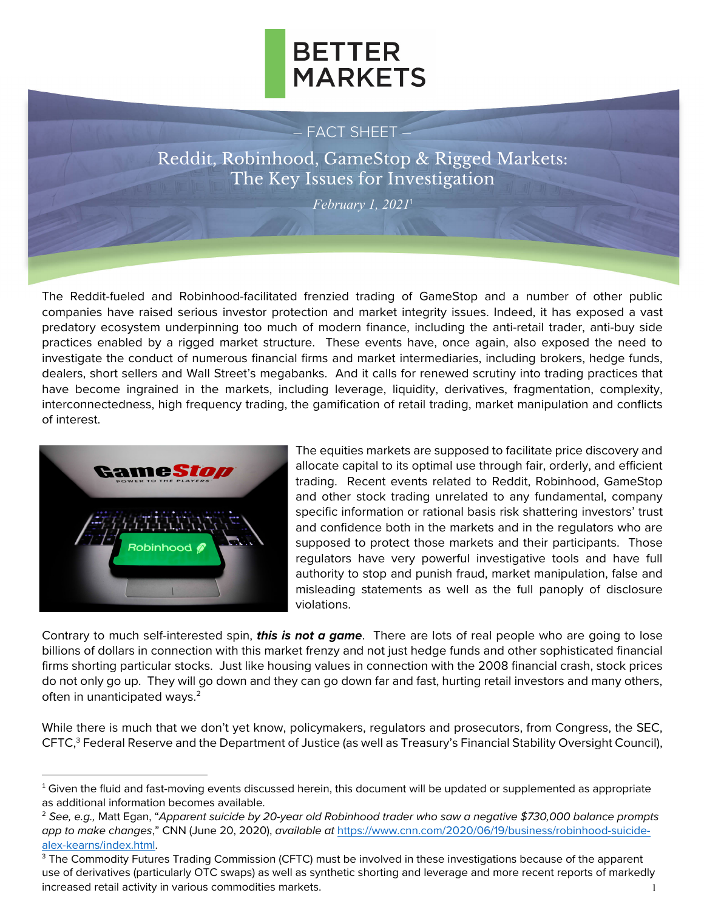BETTER MARKETS

– FACT SHEET –

# Reddit, Robinhood, GameStop & Rigged Markets: The Key Issues for Investigation

*February 1, 2021*[1]

The Reddit-fueled and Robinhood-facilitated frenzied trading of GameStop and a number of other public companies have raised serious investor protection and market integrity issues. Indeed, it has exposed a vast predatory ecosystem underpinning too much of modern finance, including the anti-retail trader, anti-buy side practices enabled by a rigged market structure. These events have, once again, also exposed the need to investigate the conduct of numerous financial firms and market intermediaries, including brokers, hedge funds, dealers, short sellers and Wall Street's megabanks. And it calls for renewed scrutiny into trading practices that have become ingrained in the markets, including leverage, liquidity, derivatives, fragmentation, complexity, interconnectedness, high frequency trading, the gamification of retail trading, market manipulation and conflicts of interest.

The equities markets are supposed to facilitate price discovery and allocate capital to its optimal use through fair, orderly, and efficient trading. Recent events related to Reddit, Robinhood, GameStop and other stock trading unrelated to any fundamental, company specific information or rational basis risk shattering investors' trust and confidence both in the markets and in the regulators who are supposed to protect those markets and their participants. Those regulators have very powerful investigative tools and have full authority to stop and punish fraud, market manipulation, false and misleading statements as well as the full panoply of disclosure violations.

Contrary to much self-interested spin, ***this is not a game***. There are lots of real people who are going to lose billions of dollars in connection with this market frenzy and not just hedge funds and other sophisticated financial firms shorting particular stocks. Just like housing values in connection with the 2008 financial crash, stock prices do not only go up. They will go down and they can go down far and fast, hurting retail investors and many others, often in unanticipated ways.[2]

While there is much that we don't yet know, policymakers, regulators and prosecutors, from Congress, the SEC, CFTC,[3] Federal Reserve and the Department of Justice (as well as Treasury's Financial Stability Oversight Council),

---

[1] Given the fluid and fast-moving events discussed herein, this document will be updated or supplemented as appropriate as additional information becomes available.

[2] *See, e.g.,* Matt Egan, "*Apparent suicide by 20-year old Robinhood trader who saw a negative $730,000 balance prompts app to make changes*," CNN (June 20, 2020), *available at* https://www.cnn.com/2020/06/19/business/robinhood-suicide-alex-kearns/index.html.

[3] The Commodity Futures Trading Commission (CFTC) must be involved in these investigations because of the apparent use of derivatives (particularly OTC swaps) as well as synthetic shorting and leverage and more recent reports of markedly increased retail activity in various commodities markets.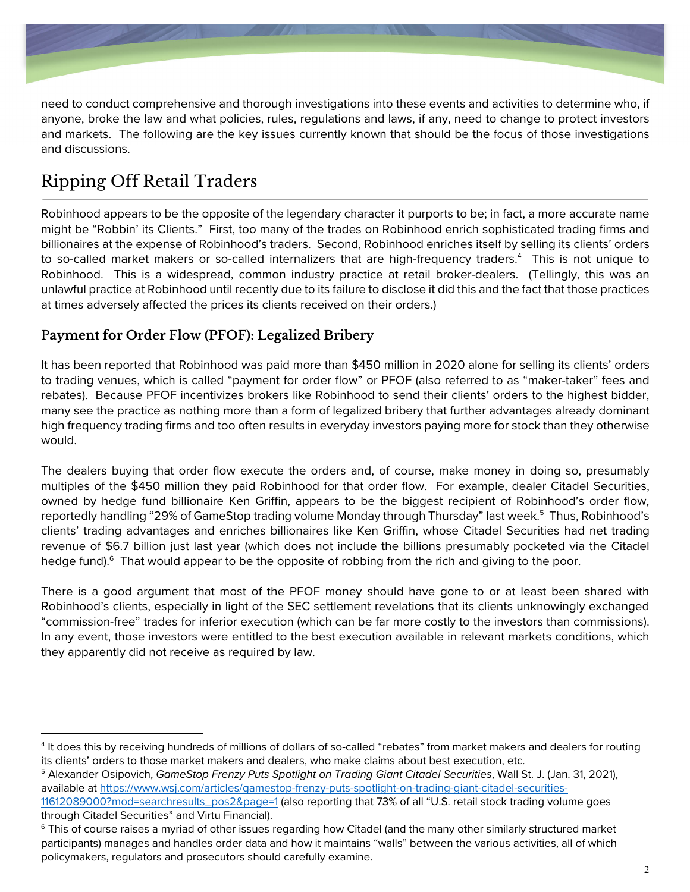need to conduct comprehensive and thorough investigations into these events and activities to determine who, if anyone, broke the law and what policies, rules, regulations and laws, if any, need to change to protect investors and markets. The following are the key issues currently known that should be the focus of those investigations and discussions.

## Ripping Off Retail Traders

Robinhood appears to be the opposite of the legendary character it purports to be; in fact, a more accurate name might be "Robbin' its Clients." First, too many of the trades on Robinhood enrich sophisticated trading firms and billionaires at the expense of Robinhood's traders. Second, Robinhood enriches itself by selling its clients' orders to so-called market makers or so-called internalizers that are high-frequency traders.[4] This is not unique to Robinhood. This is a widespread, common industry practice at retail broker-dealers. (Tellingly, this was an unlawful practice at Robinhood until recently due to its failure to disclose it did this and the fact that those practices at times adversely affected the prices its clients received on their orders.)

### Payment for Order Flow (PFOF): Legalized Bribery

It has been reported that Robinhood was paid more than $450 million in 2020 alone for selling its clients' orders to trading venues, which is called "payment for order flow" or PFOF (also referred to as "maker-taker" fees and rebates). Because PFOF incentivizes brokers like Robinhood to send their clients' orders to the highest bidder, many see the practice as nothing more than a form of legalized bribery that further advantages already dominant high frequency trading firms and too often results in everyday investors paying more for stock than they otherwise would.

The dealers buying that order flow execute the orders and, of course, make money in doing so, presumably multiples of the $450 million they paid Robinhood for that order flow. For example, dealer Citadel Securities, owned by hedge fund billionaire Ken Griffin, appears to be the biggest recipient of Robinhood's order flow, reportedly handling "29% of GameStop trading volume Monday through Thursday" last week.[5] Thus, Robinhood's clients' trading advantages and enriches billionaires like Ken Griffin, whose Citadel Securities had net trading revenue of $6.7 billion just last year (which does not include the billions presumably pocketed via the Citadel hedge fund).[6] That would appear to be the opposite of robbing from the rich and giving to the poor.

There is a good argument that most of the PFOF money should have gone to or at least been shared with Robinhood's clients, especially in light of the SEC settlement revelations that its clients unknowingly exchanged "commission-free" trades for inferior execution (which can be far more costly to the investors than commissions). In any event, those investors were entitled to the best execution available in relevant markets conditions, which they apparently did not receive as required by law.

---

[4] It does this by receiving hundreds of millions of dollars of so-called "rebates" from market makers and dealers for routing its clients' orders to those market makers and dealers, who make claims about best execution, etc.

[5] Alexander Osipovich, *GameStop Frenzy Puts Spotlight on Trading Giant Citadel Securities*, Wall St. J. (Jan. 31, 2021), available at https://www.wsj.com/articles/gamestop-frenzy-puts-spotlight-on-trading-giant-citadel-securities-11612089000?mod=searchresults_pos2&page=1 (also reporting that 73% of all "U.S. retail stock trading volume goes through Citadel Securities" and Virtu Financial).

[6] This of course raises a myriad of other issues regarding how Citadel (and the many other similarly structured market participants) manages and handles order data and how it maintains "walls" between the various activities, all of which policymakers, regulators and prosecutors should carefully examine.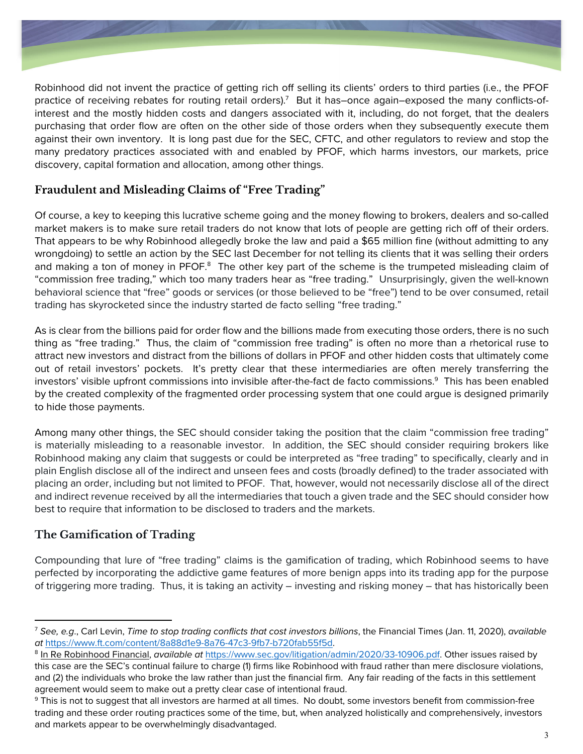Robinhood did not invent the practice of getting rich off selling its clients' orders to third parties (i.e., the PFOF practice of receiving rebates for routing retail orders).[7] But it has–once again–exposed the many conflicts-of-interest and the mostly hidden costs and dangers associated with it, including, do not forget, that the dealers purchasing that order flow are often on the other side of those orders when they subsequently execute them against their own inventory. It is long past due for the SEC, CFTC, and other regulators to review and stop the many predatory practices associated with and enabled by PFOF, which harms investors, our markets, price discovery, capital formation and allocation, among other things.

## Fraudulent and Misleading Claims of "Free Trading"

Of course, a key to keeping this lucrative scheme going and the money flowing to brokers, dealers and so-called market makers is to make sure retail traders do not know that lots of people are getting rich off of their orders. That appears to be why Robinhood allegedly broke the law and paid a $65 million fine (without admitting to any wrongdoing) to settle an action by the SEC last December for not telling its clients that it was selling their orders and making a ton of money in PFOF.[8] The other key part of the scheme is the trumpeted misleading claim of "commission free trading," which too many traders hear as "free trading." Unsurprisingly, given the well-known behavioral science that "free" goods or services (or those believed to be "free") tend to be over consumed, retail trading has skyrocketed since the industry started de facto selling "free trading."

As is clear from the billions paid for order flow and the billions made from executing those orders, there is no such thing as "free trading." Thus, the claim of "commission free trading" is often no more than a rhetorical ruse to attract new investors and distract from the billions of dollars in PFOF and other hidden costs that ultimately come out of retail investors' pockets. It's pretty clear that these intermediaries are often merely transferring the investors' visible upfront commissions into invisible after-the-fact de facto commissions.[9] This has been enabled by the created complexity of the fragmented order processing system that one could argue is designed primarily to hide those payments.

Among many other things, the SEC should consider taking the position that the claim "commission free trading" is materially misleading to a reasonable investor. In addition, the SEC should consider requiring brokers like Robinhood making any claim that suggests or could be interpreted as "free trading" to specifically, clearly and in plain English disclose all of the indirect and unseen fees and costs (broadly defined) to the trader associated with placing an order, including but not limited to PFOF. That, however, would not necessarily disclose all of the direct and indirect revenue received by all the intermediaries that touch a given trade and the SEC should consider how best to require that information to be disclosed to traders and the markets.

## The Gamification of Trading

Compounding that lure of "free trading" claims is the gamification of trading, which Robinhood seems to have perfected by incorporating the addictive game features of more benign apps into its trading app for the purpose of triggering more trading. Thus, it is taking an activity – investing and risking money – that has historically been

---

[7] *See, e.g.*, Carl Levin, *Time to stop trading conflicts that cost investors billions*, the Financial Times (Jan. 11, 2020), *available at* https://www.ft.com/content/8a88d1e9-8a76-47c3-9fb7-b720fab55f5d.

[8] In Re Robinhood Financial, *available at* https://www.sec.gov/litigation/admin/2020/33-10906.pdf. Other issues raised by this case are the SEC's continual failure to charge (1) firms like Robinhood with fraud rather than mere disclosure violations, and (2) the individuals who broke the law rather than just the financial firm. Any fair reading of the facts in this settlement agreement would seem to make out a pretty clear case of intentional fraud.

[9] This is not to suggest that all investors are harmed at all times. No doubt, some investors benefit from commission-free trading and these order routing practices some of the time, but, when analyzed holistically and comprehensively, investors and markets appear to be overwhelmingly disadvantaged.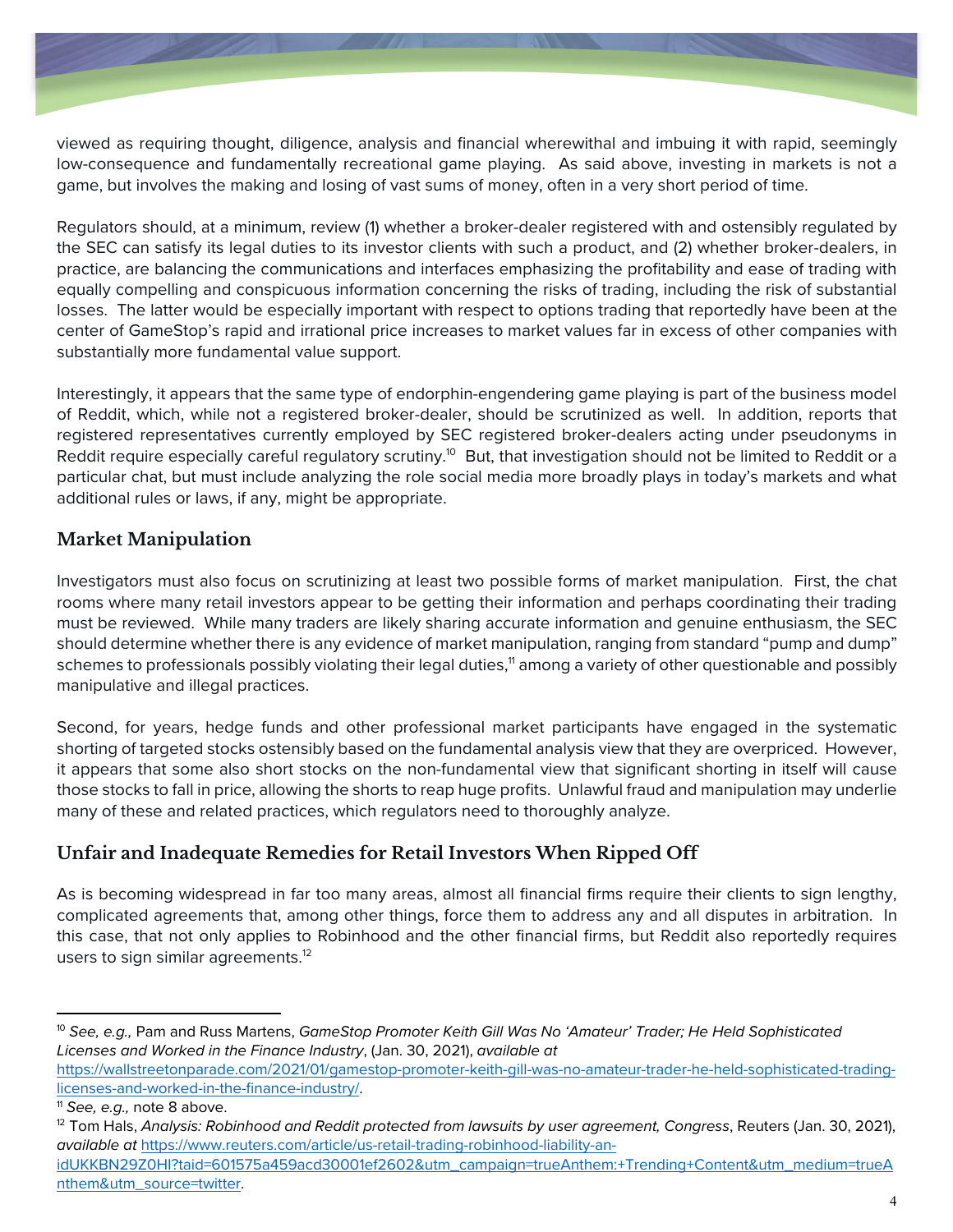viewed as requiring thought, diligence, analysis and financial wherewithal and imbuing it with rapid, seemingly low-consequence and fundamentally recreational game playing. As said above, investing in markets is not a game, but involves the making and losing of vast sums of money, often in a very short period of time.

Regulators should, at a minimum, review (1) whether a broker-dealer registered with and ostensibly regulated by the SEC can satisfy its legal duties to its investor clients with such a product, and (2) whether broker-dealers, in practice, are balancing the communications and interfaces emphasizing the profitability and ease of trading with equally compelling and conspicuous information concerning the risks of trading, including the risk of substantial losses. The latter would be especially important with respect to options trading that reportedly have been at the center of GameStop's rapid and irrational price increases to market values far in excess of other companies with substantially more fundamental value support.

Interestingly, it appears that the same type of endorphin-engendering game playing is part of the business model of Reddit, which, while not a registered broker-dealer, should be scrutinized as well. In addition, reports that registered representatives currently employed by SEC registered broker-dealers acting under pseudonyms in Reddit require especially careful regulatory scrutiny.[10] But, that investigation should not be limited to Reddit or a particular chat, but must include analyzing the role social media more broadly plays in today's markets and what additional rules or laws, if any, might be appropriate.

## Market Manipulation

Investigators must also focus on scrutinizing at least two possible forms of market manipulation. First, the chat rooms where many retail investors appear to be getting their information and perhaps coordinating their trading must be reviewed. While many traders are likely sharing accurate information and genuine enthusiasm, the SEC should determine whether there is any evidence of market manipulation, ranging from standard "pump and dump" schemes to professionals possibly violating their legal duties,[11] among a variety of other questionable and possibly manipulative and illegal practices.

Second, for years, hedge funds and other professional market participants have engaged in the systematic shorting of targeted stocks ostensibly based on the fundamental analysis view that they are overpriced. However, it appears that some also short stocks on the non-fundamental view that significant shorting in itself will cause those stocks to fall in price, allowing the shorts to reap huge profits. Unlawful fraud and manipulation may underlie many of these and related practices, which regulators need to thoroughly analyze.

## Unfair and Inadequate Remedies for Retail Investors When Ripped Off

As is becoming widespread in far too many areas, almost all financial firms require their clients to sign lengthy, complicated agreements that, among other things, force them to address any and all disputes in arbitration. In this case, that not only applies to Robinhood and the other financial firms, but Reddit also reportedly requires users to sign similar agreements.[12]

---

[10] *See, e.g.,* Pam and Russ Martens, *GameStop Promoter Keith Gill Was No 'Amateur' Trader; He Held Sophisticated Licenses and Worked in the Finance Industry*, (Jan. 30, 2021), *available at* https://wallstreetonparade.com/2021/01/gamestop-promoter-keith-gill-was-no-amateur-trader-he-held-sophisticated-trading-licenses-and-worked-in-the-finance-industry/.

[11] *See, e.g.,* note 8 above.

[12] Tom Hals, *Analysis: Robinhood and Reddit protected from lawsuits by user agreement, Congress*, Reuters (Jan. 30, 2021), *available at* https://www.reuters.com/article/us-retail-trading-robinhood-liability-an-idUKKBN29Z0HI?taid=601575a459acd30001ef2602&utm_campaign=trueAnthem:+Trending+Content&utm_medium=trueAnthem&utm_source=twitter.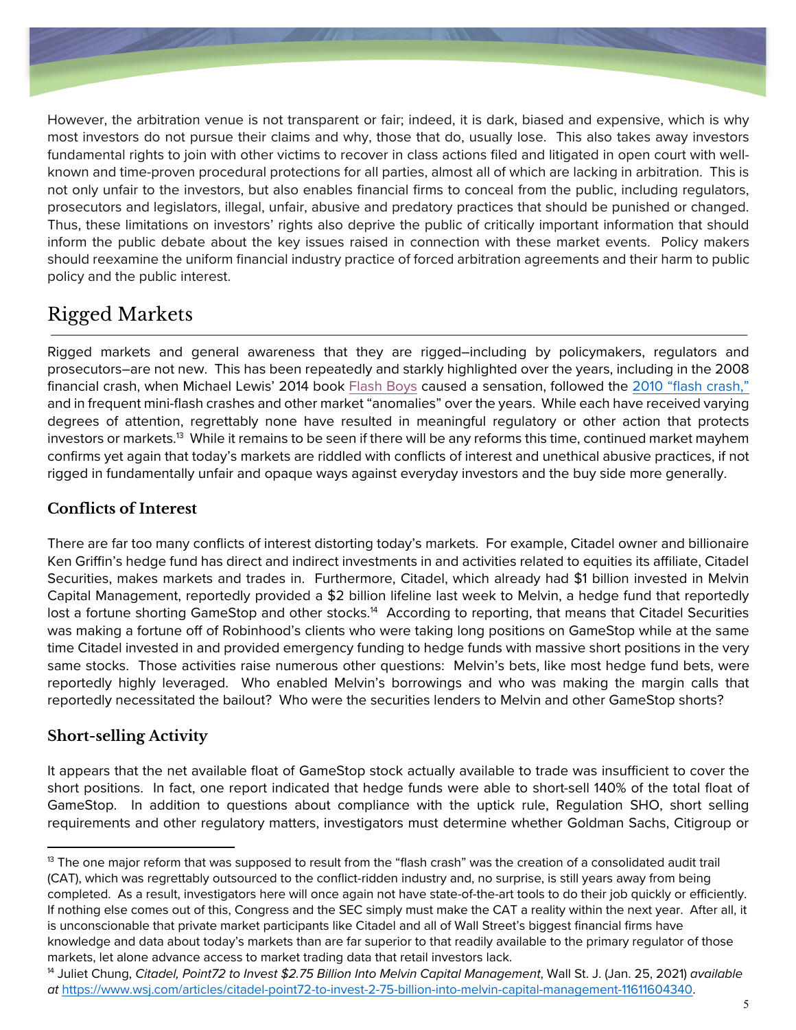However, the arbitration venue is not transparent or fair; indeed, it is dark, biased and expensive, which is why most investors do not pursue their claims and why, those that do, usually lose. This also takes away investors fundamental rights to join with other victims to recover in class actions filed and litigated in open court with well-known and time-proven procedural protections for all parties, almost all of which are lacking in arbitration. This is not only unfair to the investors, but also enables financial firms to conceal from the public, including regulators, prosecutors and legislators, illegal, unfair, abusive and predatory practices that should be punished or changed. Thus, these limitations on investors' rights also deprive the public of critically important information that should inform the public debate about the key issues raised in connection with these market events. Policy makers should reexamine the uniform financial industry practice of forced arbitration agreements and their harm to public policy and the public interest.

## Rigged Markets

Rigged markets and general awareness that they are rigged–including by policymakers, regulators and prosecutors–are not new. This has been repeatedly and starkly highlighted over the years, including in the 2008 financial crash, when Michael Lewis' 2014 book Flash Boys caused a sensation, followed the 2010 "flash crash," and in frequent mini-flash crashes and other market "anomalies" over the years. While each have received varying degrees of attention, regrettably none have resulted in meaningful regulatory or other action that protects investors or markets.[13] While it remains to be seen if there will be any reforms this time, continued market mayhem confirms yet again that today's markets are riddled with conflicts of interest and unethical abusive practices, if not rigged in fundamentally unfair and opaque ways against everyday investors and the buy side more generally.

### Conflicts of Interest

There are far too many conflicts of interest distorting today's markets. For example, Citadel owner and billionaire Ken Griffin's hedge fund has direct and indirect investments in and activities related to equities its affiliate, Citadel Securities, makes markets and trades in. Furthermore, Citadel, which already had $1 billion invested in Melvin Capital Management, reportedly provided a $2 billion lifeline last week to Melvin, a hedge fund that reportedly lost a fortune shorting GameStop and other stocks.[14] According to reporting, that means that Citadel Securities was making a fortune off of Robinhood's clients who were taking long positions on GameStop while at the same time Citadel invested in and provided emergency funding to hedge funds with massive short positions in the very same stocks. Those activities raise numerous other questions: Melvin's bets, like most hedge fund bets, were reportedly highly leveraged. Who enabled Melvin's borrowings and who was making the margin calls that reportedly necessitated the bailout? Who were the securities lenders to Melvin and other GameStop shorts?

### Short-selling Activity

It appears that the net available float of GameStop stock actually available to trade was insufficient to cover the short positions. In fact, one report indicated that hedge funds were able to short-sell 140% of the total float of GameStop. In addition to questions about compliance with the uptick rule, Regulation SHO, short selling requirements and other regulatory matters, investigators must determine whether Goldman Sachs, Citigroup or

---

[13] The one major reform that was supposed to result from the "flash crash" was the creation of a consolidated audit trail (CAT), which was regrettably outsourced to the conflict-ridden industry and, no surprise, is still years away from being completed. As a result, investigators here will once again not have state-of-the-art tools to do their job quickly or efficiently. If nothing else comes out of this, Congress and the SEC simply must make the CAT a reality within the next year. After all, it is unconscionable that private market participants like Citadel and all of Wall Street's biggest financial firms have knowledge and data about today's markets than are far superior to that readily available to the primary regulator of those markets, let alone advance access to market trading data that retail investors lack.

[14] Juliet Chung, *Citadel, Point72 to Invest $2.75 Billion Into Melvin Capital Management*, Wall St. J. (Jan. 25, 2021) *available at* https://www.wsj.com/articles/citadel-point72-to-invest-2-75-billion-into-melvin-capital-management-11611604340.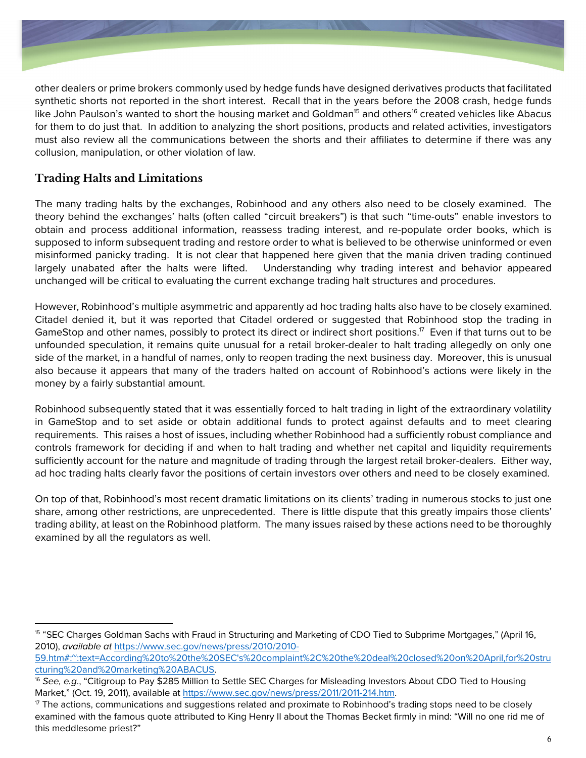other dealers or prime brokers commonly used by hedge funds have designed derivatives products that facilitated synthetic shorts not reported in the short interest. Recall that in the years before the 2008 crash, hedge funds like John Paulson's wanted to short the housing market and Goldman[15] and others[16] created vehicles like Abacus for them to do just that. In addition to analyzing the short positions, products and related activities, investigators must also review all the communications between the shorts and their affiliates to determine if there was any collusion, manipulation, or other violation of law.

## Trading Halts and Limitations

The many trading halts by the exchanges, Robinhood and any others also need to be closely examined. The theory behind the exchanges' halts (often called "circuit breakers") is that such "time-outs" enable investors to obtain and process additional information, reassess trading interest, and re-populate order books, which is supposed to inform subsequent trading and restore order to what is believed to be otherwise uninformed or even misinformed panicky trading. It is not clear that happened here given that the mania driven trading continued largely unabated after the halts were lifted. Understanding why trading interest and behavior appeared unchanged will be critical to evaluating the current exchange trading halt structures and procedures.

However, Robinhood's multiple asymmetric and apparently ad hoc trading halts also have to be closely examined. Citadel denied it, but it was reported that Citadel ordered or suggested that Robinhood stop the trading in GameStop and other names, possibly to protect its direct or indirect short positions.[17] Even if that turns out to be unfounded speculation, it remains quite unusual for a retail broker-dealer to halt trading allegedly on only one side of the market, in a handful of names, only to reopen trading the next business day. Moreover, this is unusual also because it appears that many of the traders halted on account of Robinhood's actions were likely in the money by a fairly substantial amount.

Robinhood subsequently stated that it was essentially forced to halt trading in light of the extraordinary volatility in GameStop and to set aside or obtain additional funds to protect against defaults and to meet clearing requirements. This raises a host of issues, including whether Robinhood had a sufficiently robust compliance and controls framework for deciding if and when to halt trading and whether net capital and liquidity requirements sufficiently account for the nature and magnitude of trading through the largest retail broker-dealers. Either way, ad hoc trading halts clearly favor the positions of certain investors over others and need to be closely examined.

On top of that, Robinhood's most recent dramatic limitations on its clients' trading in numerous stocks to just one share, among other restrictions, are unprecedented. There is little dispute that this greatly impairs those clients' trading ability, at least on the Robinhood platform. The many issues raised by these actions need to be thoroughly examined by all the regulators as well.

---

[15] "SEC Charges Goldman Sachs with Fraud in Structuring and Marketing of CDO Tied to Subprime Mortgages," (April 16, 2010), *available at* https://www.sec.gov/news/press/2010/2010-59.htm#:~:text=According%20to%20the%20SEC's%20complaint%2C%20the%20deal%20closed%20on%20April,for%20structuring%20and%20marketing%20ABACUS.

[16] *See, e.g.*, "Citigroup to Pay $285 Million to Settle SEC Charges for Misleading Investors About CDO Tied to Housing Market," (Oct. 19, 2011), available at https://www.sec.gov/news/press/2011/2011-214.htm.

[17] The actions, communications and suggestions related and proximate to Robinhood's trading stops need to be closely examined with the famous quote attributed to King Henry II about the Thomas Becket firmly in mind: "Will no one rid me of this meddlesome priest?"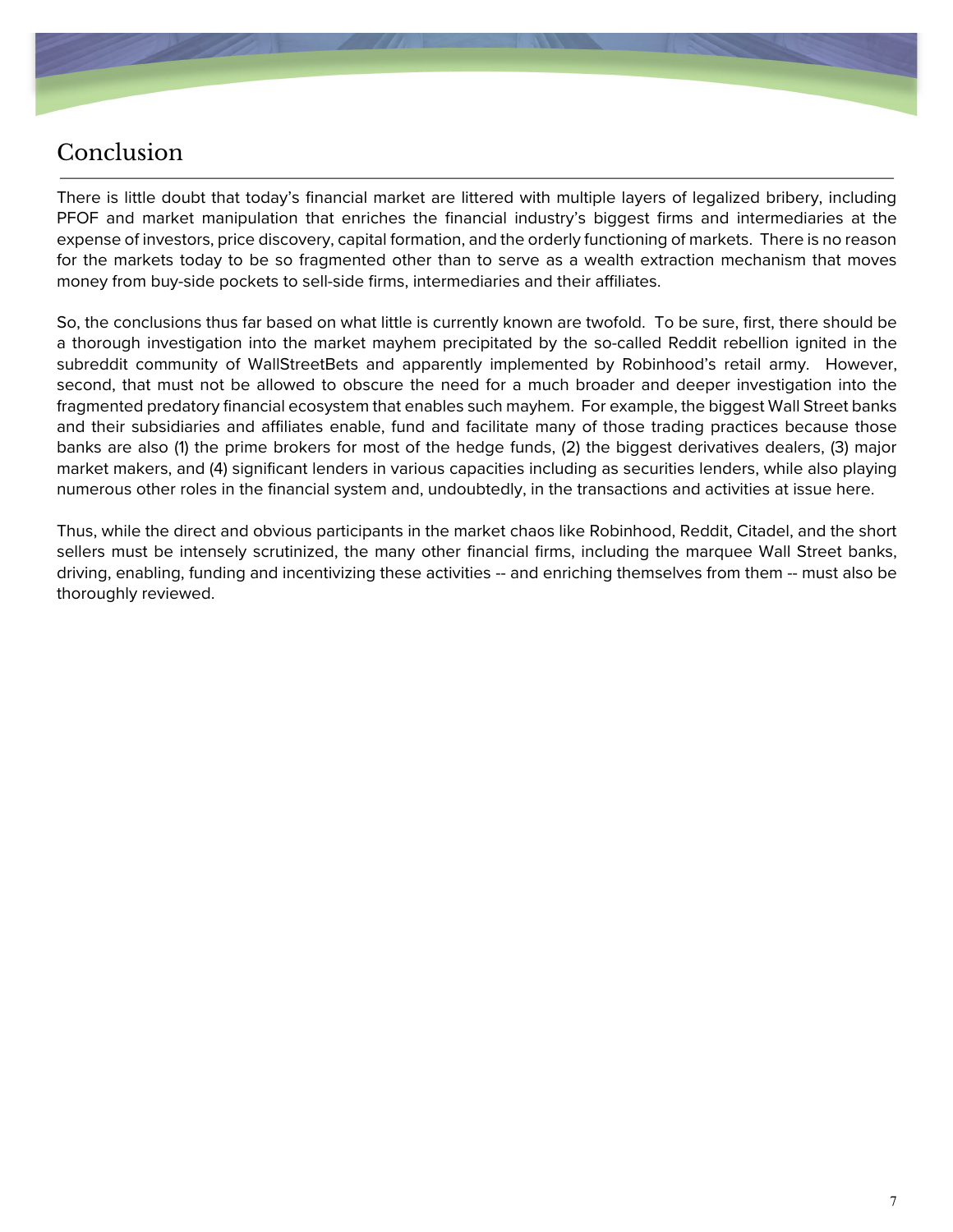## Conclusion

There is little doubt that today's financial market are littered with multiple layers of legalized bribery, including PFOF and market manipulation that enriches the financial industry's biggest firms and intermediaries at the expense of investors, price discovery, capital formation, and the orderly functioning of markets. There is no reason for the markets today to be so fragmented other than to serve as a wealth extraction mechanism that moves money from buy-side pockets to sell-side firms, intermediaries and their affiliates.

So, the conclusions thus far based on what little is currently known are twofold. To be sure, first, there should be a thorough investigation into the market mayhem precipitated by the so-called Reddit rebellion ignited in the subreddit community of WallStreetBets and apparently implemented by Robinhood's retail army. However, second, that must not be allowed to obscure the need for a much broader and deeper investigation into the fragmented predatory financial ecosystem that enables such mayhem. For example, the biggest Wall Street banks and their subsidiaries and affiliates enable, fund and facilitate many of those trading practices because those banks are also (1) the prime brokers for most of the hedge funds, (2) the biggest derivatives dealers, (3) major market makers, and (4) significant lenders in various capacities including as securities lenders, while also playing numerous other roles in the financial system and, undoubtedly, in the transactions and activities at issue here.

Thus, while the direct and obvious participants in the market chaos like Robinhood, Reddit, Citadel, and the short sellers must be intensely scrutinized, the many other financial firms, including the marquee Wall Street banks, driving, enabling, funding and incentivizing these activities -- and enriching themselves from them -- must also be thoroughly reviewed.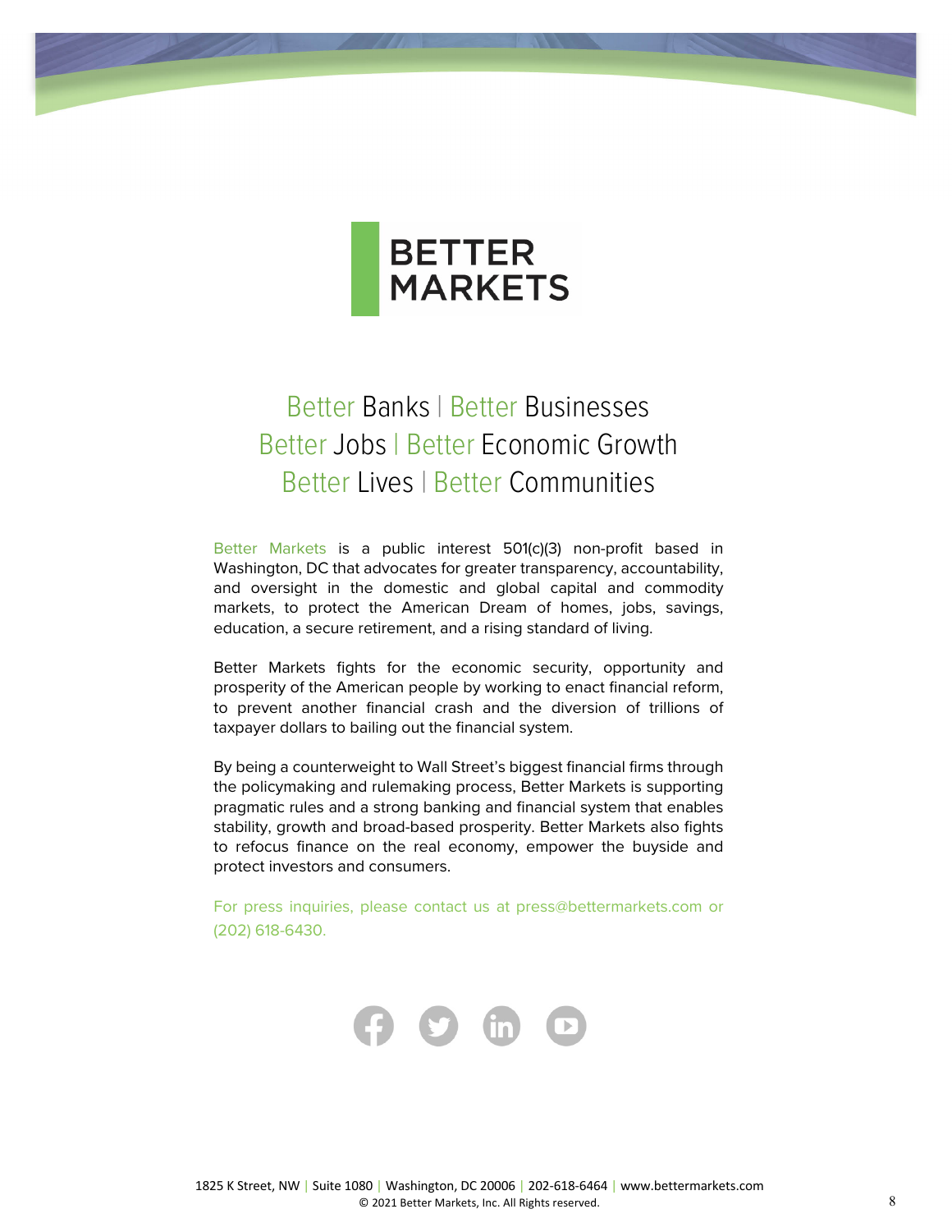# BETTER MARKETS

Better Banks | Better Businesses
Better Jobs | Better Economic Growth
Better Lives | Better Communities

Better Markets is a public interest 501(c)(3) non-profit based in Washington, DC that advocates for greater transparency, accountability, and oversight in the domestic and global capital and commodity markets, to protect the American Dream of homes, jobs, savings, education, a secure retirement, and a rising standard of living.

Better Markets fights for the economic security, opportunity and prosperity of the American people by working to enact financial reform, to prevent another financial crash and the diversion of trillions of taxpayer dollars to bailing out the financial system.

By being a counterweight to Wall Street's biggest financial firms through the policymaking and rulemaking process, Better Markets is supporting pragmatic rules and a strong banking and financial system that enables stability, growth and broad-based prosperity. Better Markets also fights to refocus finance on the real economy, empower the buyside and protect investors and consumers.

For press inquiries, please contact us at press@bettermarkets.com or (202) 618-6430.

1825 K Street, NW | Suite 1080 | Washington, DC 20006 | 202-618-6464 | www.bettermarkets.com
© 2021 Better Markets, Inc. All Rights reserved.